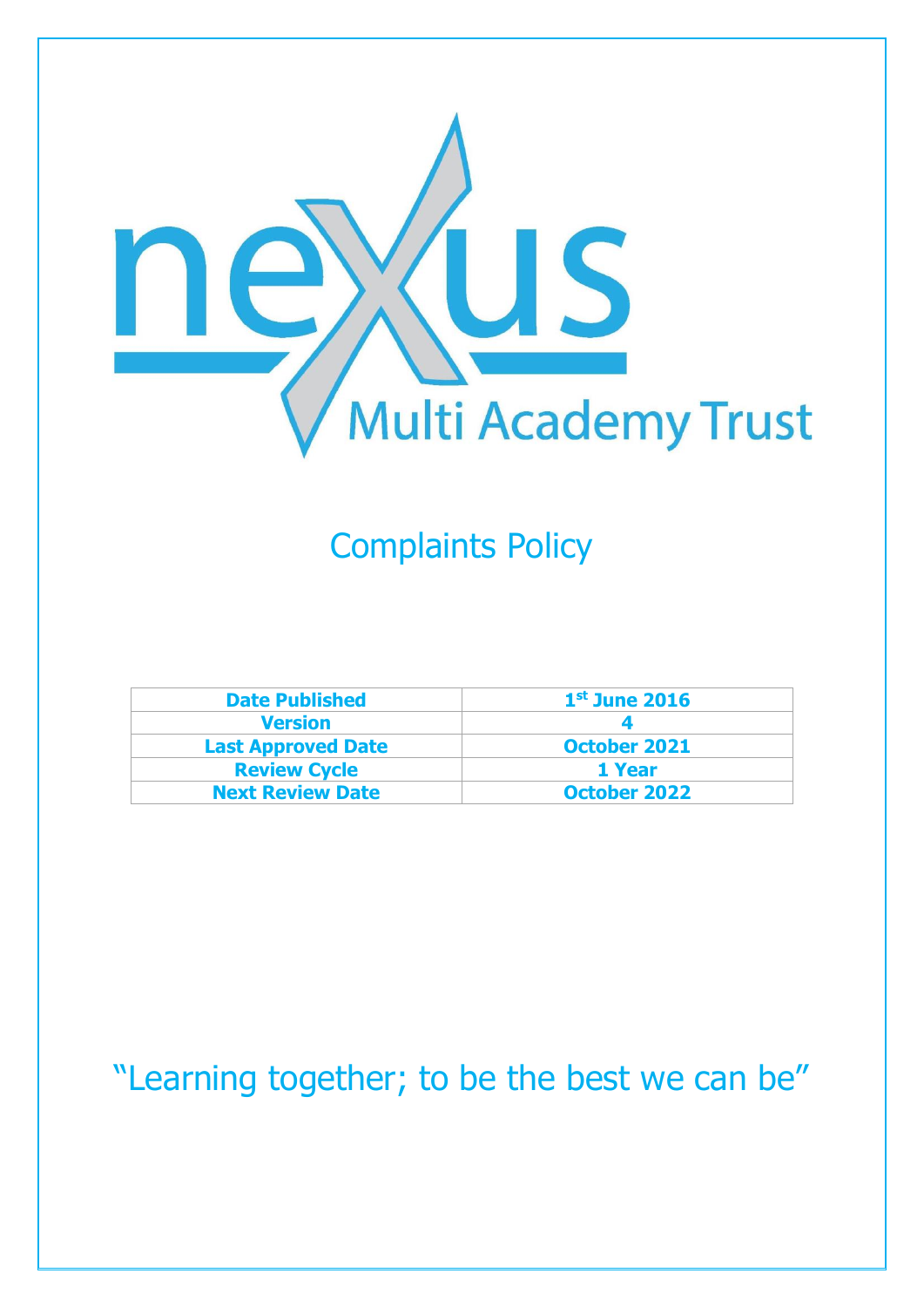nexus

Multi Academy Trust

# Complaints Policy

| Date Published | 1st June 2016 |
|---|---|
| Version | 4 |
| Last Approved Date | October 2021 |
| Review Cycle | 1 Year |
| Next Review Date | October 2022 |

"Learning together; to be the best we can be"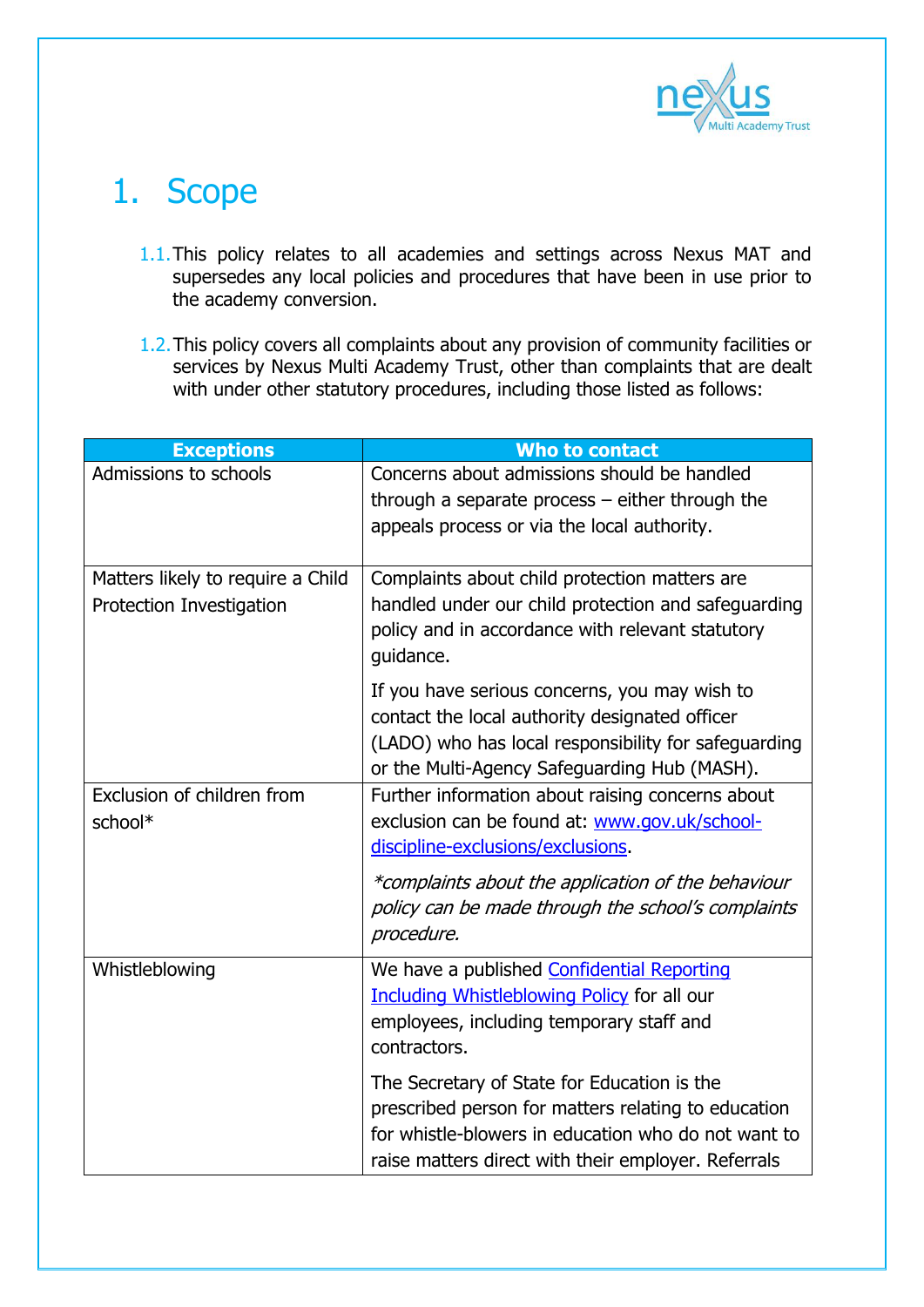# 1. Scope

1.1. This policy relates to all academies and settings across Nexus MAT and supersedes any local policies and procedures that have been in use prior to the academy conversion.

1.2. This policy covers all complaints about any provision of community facilities or services by Nexus Multi Academy Trust, other than complaints that are dealt with under other statutory procedures, including those listed as follows:

| Exceptions | Who to contact |
|---|---|
| Admissions to schools | Concerns about admissions should be handled through a separate process – either through the appeals process or via the local authority. |
| Matters likely to require a Child Protection Investigation | Complaints about child protection matters are handled under our child protection and safeguarding policy and in accordance with relevant statutory guidance.<br><br>If you have serious concerns, you may wish to contact the local authority designated officer (LADO) who has local responsibility for safeguarding or the Multi-Agency Safeguarding Hub (MASH). |
| Exclusion of children from school* | Further information about raising concerns about exclusion can be found at: [www.gov.uk/school-discipline-exclusions/exclusions](www.gov.uk/school-discipline-exclusions/exclusions).<br><br>*\*complaints about the application of the behaviour policy can be made through the school's complaints procedure.* |
| Whistleblowing | We have a published [Confidential Reporting Including Whistleblowing Policy]() for all our employees, including temporary staff and contractors.<br><br>The Secretary of State for Education is the prescribed person for matters relating to education for whistle-blowers in education who do not want to raise matters direct with their employer. Referrals |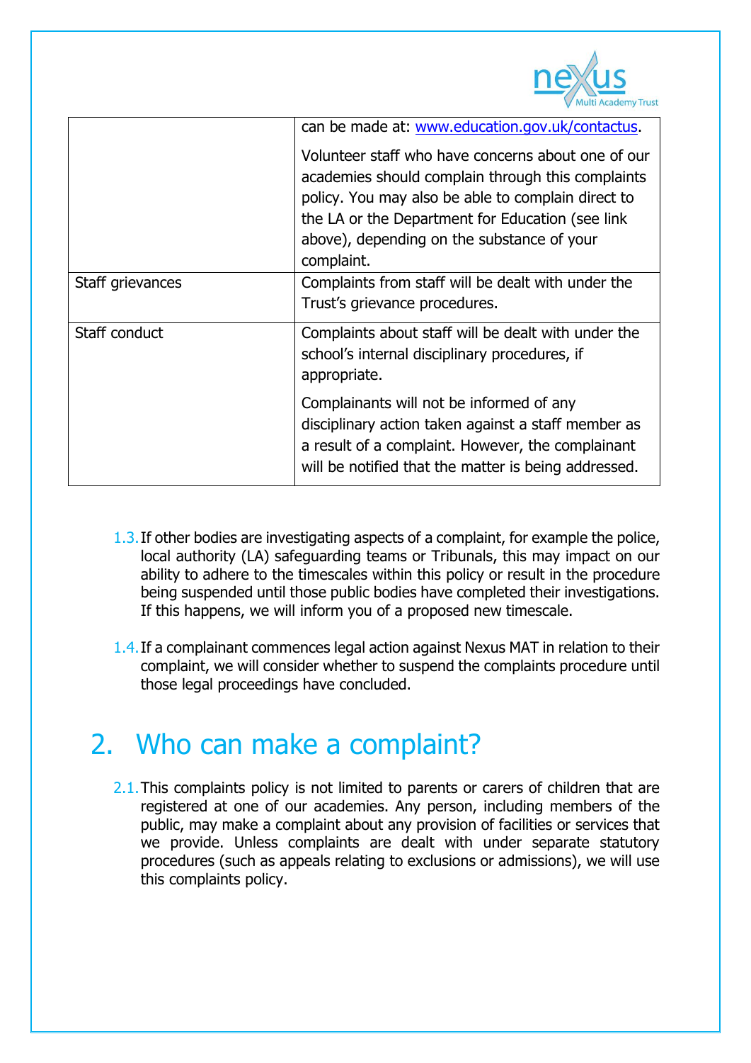| | |
|---|---|
| | can be made at: [www.education.gov.uk/contactus](www.education.gov.uk/contactus).<br><br>Volunteer staff who have concerns about one of our academies should complain through this complaints policy. You may also be able to complain direct to the LA or the Department for Education (see link above), depending on the substance of your complaint. |
| Staff grievances | Complaints from staff will be dealt with under the Trust's grievance procedures. |
| Staff conduct | Complaints about staff will be dealt with under the school's internal disciplinary procedures, if appropriate.<br><br>Complainants will not be informed of any disciplinary action taken against a staff member as a result of a complaint. However, the complainant will be notified that the matter is being addressed. |

1.3. If other bodies are investigating aspects of a complaint, for example the police, local authority (LA) safeguarding teams or Tribunals, this may impact on our ability to adhere to the timescales within this policy or result in the procedure being suspended until those public bodies have completed their investigations. If this happens, we will inform you of a proposed new timescale.

1.4. If a complainant commences legal action against Nexus MAT in relation to their complaint, we will consider whether to suspend the complaints procedure until those legal proceedings have concluded.

## 2. Who can make a complaint?

2.1. This complaints policy is not limited to parents or carers of children that are registered at one of our academies. Any person, including members of the public, may make a complaint about any provision of facilities or services that we provide. Unless complaints are dealt with under separate statutory procedures (such as appeals relating to exclusions or admissions), we will use this complaints policy.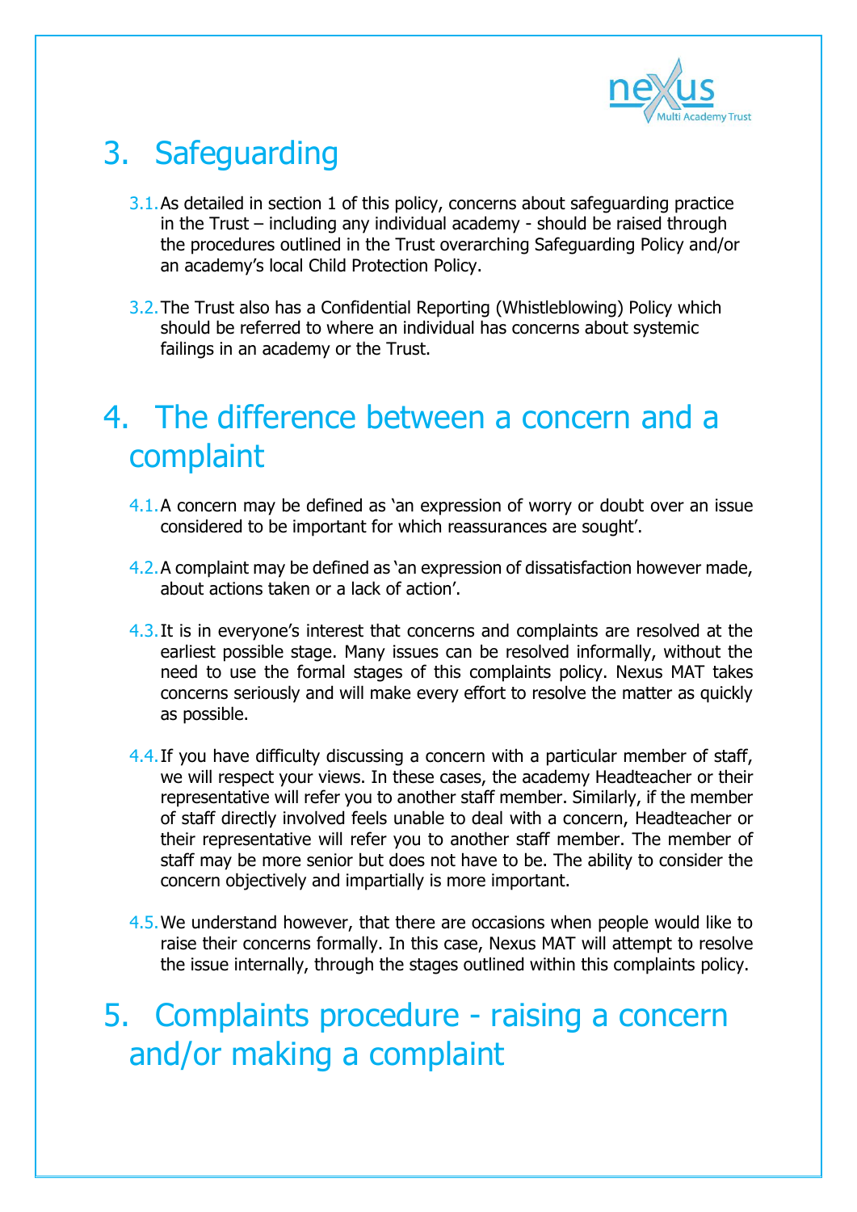# 3. Safeguarding

3.1. As detailed in section 1 of this policy, concerns about safeguarding practice in the Trust – including any individual academy - should be raised through the procedures outlined in the Trust overarching Safeguarding Policy and/or an academy's local Child Protection Policy.

3.2. The Trust also has a Confidential Reporting (Whistleblowing) Policy which should be referred to where an individual has concerns about systemic failings in an academy or the Trust.

# 4. The difference between a concern and a complaint

4.1. A concern may be defined as 'an expression of worry or doubt over an issue considered to be important for which reassurances are sought'.

4.2. A complaint may be defined as 'an expression of dissatisfaction however made, about actions taken or a lack of action'.

4.3. It is in everyone's interest that concerns and complaints are resolved at the earliest possible stage. Many issues can be resolved informally, without the need to use the formal stages of this complaints policy. Nexus MAT takes concerns seriously and will make every effort to resolve the matter as quickly as possible.

4.4. If you have difficulty discussing a concern with a particular member of staff, we will respect your views. In these cases, the academy Headteacher or their representative will refer you to another staff member. Similarly, if the member of staff directly involved feels unable to deal with a concern, Headteacher or their representative will refer you to another staff member. The member of staff may be more senior but does not have to be. The ability to consider the concern objectively and impartially is more important.

4.5. We understand however, that there are occasions when people would like to raise their concerns formally. In this case, Nexus MAT will attempt to resolve the issue internally, through the stages outlined within this complaints policy.

# 5. Complaints procedure - raising a concern and/or making a complaint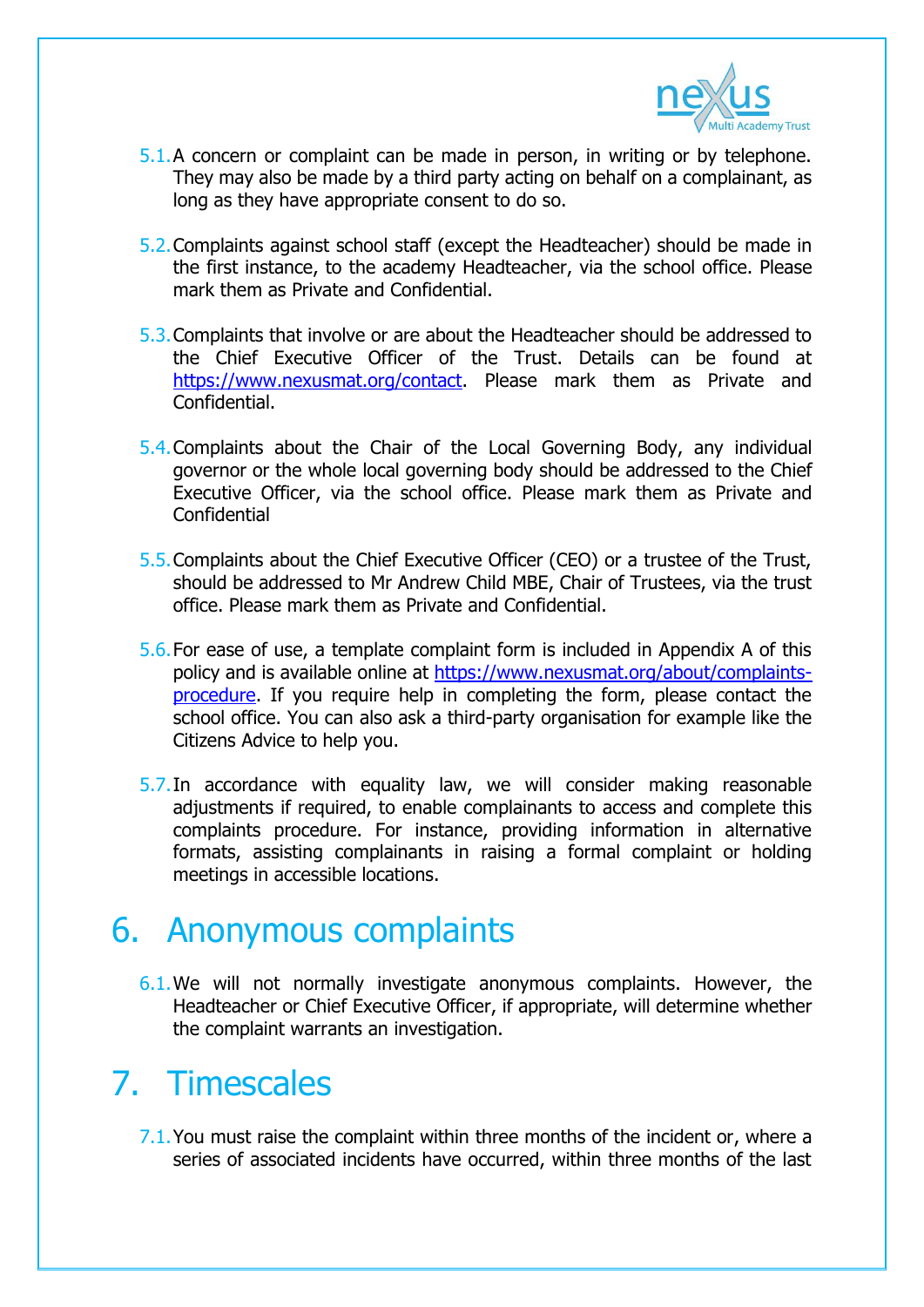5.1. A concern or complaint can be made in person, in writing or by telephone. They may also be made by a third party acting on behalf on a complainant, as long as they have appropriate consent to do so.

5.2. Complaints against school staff (except the Headteacher) should be made in the first instance, to the academy Headteacher, via the school office. Please mark them as Private and Confidential.

5.3. Complaints that involve or are about the Headteacher should be addressed to the Chief Executive Officer of the Trust. Details can be found at [https://www.nexusmat.org/contact](https://www.nexusmat.org/contact). Please mark them as Private and Confidential.

5.4. Complaints about the Chair of the Local Governing Body, any individual governor or the whole local governing body should be addressed to the Chief Executive Officer, via the school office. Please mark them as Private and Confidential

5.5. Complaints about the Chief Executive Officer (CEO) or a trustee of the Trust, should be addressed to Mr Andrew Child MBE, Chair of Trustees, via the trust office. Please mark them as Private and Confidential.

5.6. For ease of use, a template complaint form is included in Appendix A of this policy and is available online at [https://www.nexusmat.org/about/complaints-procedure](https://www.nexusmat.org/about/complaints-procedure). If you require help in completing the form, please contact the school office. You can also ask a third-party organisation for example like the Citizens Advice to help you.

5.7. In accordance with equality law, we will consider making reasonable adjustments if required, to enable complainants to access and complete this complaints procedure. For instance, providing information in alternative formats, assisting complainants in raising a formal complaint or holding meetings in accessible locations.

# 6. Anonymous complaints

6.1. We will not normally investigate anonymous complaints. However, the Headteacher or Chief Executive Officer, if appropriate, will determine whether the complaint warrants an investigation.

# 7. Timescales

7.1. You must raise the complaint within three months of the incident or, where a series of associated incidents have occurred, within three months of the last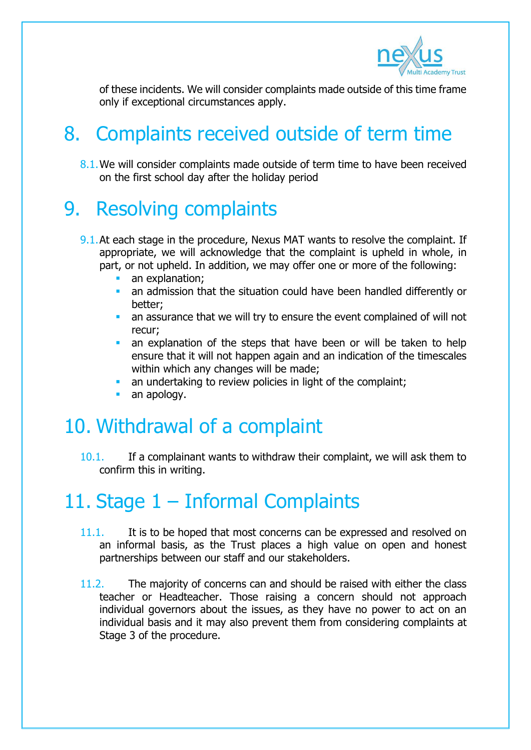of these incidents. We will consider complaints made outside of this time frame only if exceptional circumstances apply.

# 8. Complaints received outside of term time

8.1. We will consider complaints made outside of term time to have been received on the first school day after the holiday period

# 9. Resolving complaints

9.1. At each stage in the procedure, Nexus MAT wants to resolve the complaint. If appropriate, we will acknowledge that the complaint is upheld in whole, in part, or not upheld. In addition, we may offer one or more of the following:

- an explanation;
- an admission that the situation could have been handled differently or better;
- an assurance that we will try to ensure the event complained of will not recur;
- an explanation of the steps that have been or will be taken to help ensure that it will not happen again and an indication of the timescales within which any changes will be made;
- an undertaking to review policies in light of the complaint;
- an apology.

# 10. Withdrawal of a complaint

10.1. If a complainant wants to withdraw their complaint, we will ask them to confirm this in writing.

# 11. Stage 1 – Informal Complaints

11.1. It is to be hoped that most concerns can be expressed and resolved on an informal basis, as the Trust places a high value on open and honest partnerships between our staff and our stakeholders.

11.2. The majority of concerns can and should be raised with either the class teacher or Headteacher. Those raising a concern should not approach individual governors about the issues, as they have no power to act on an individual basis and it may also prevent them from considering complaints at Stage 3 of the procedure.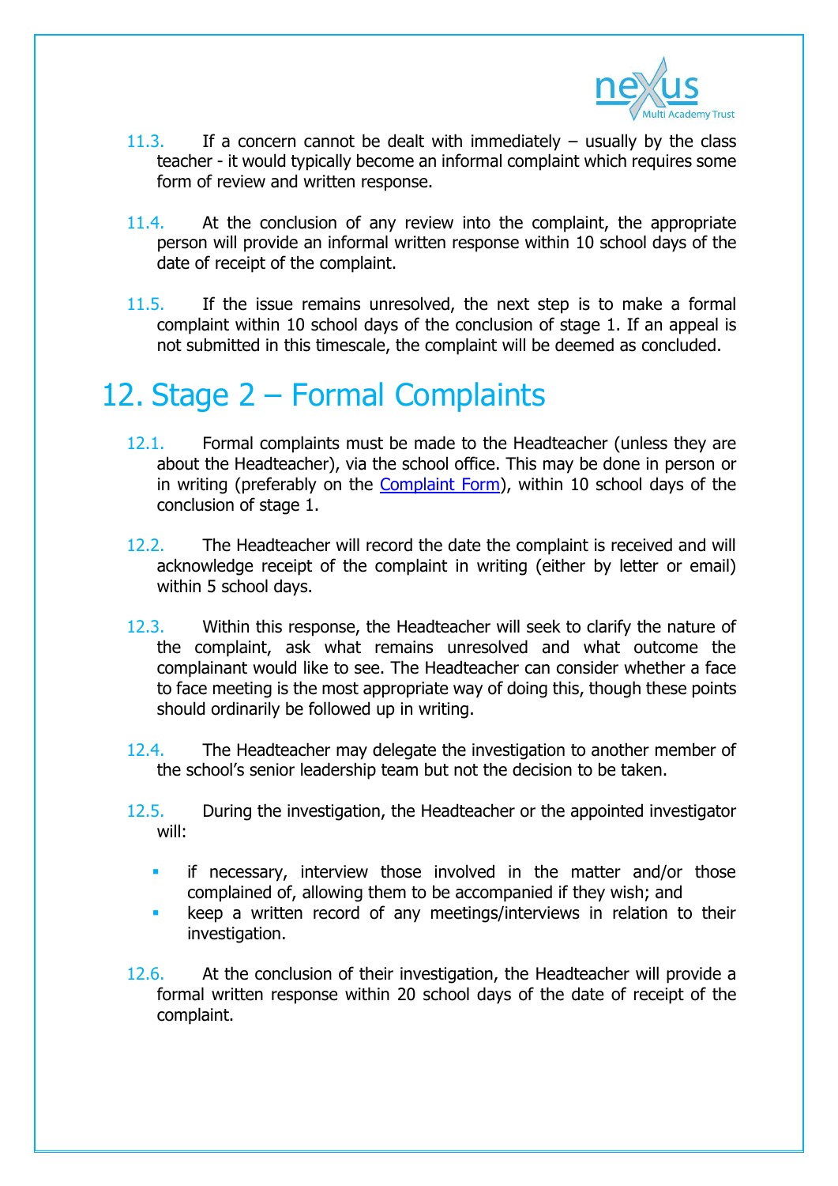11.3. If a concern cannot be dealt with immediately – usually by the class teacher - it would typically become an informal complaint which requires some form of review and written response.

11.4. At the conclusion of any review into the complaint, the appropriate person will provide an informal written response within 10 school days of the date of receipt of the complaint.

11.5. If the issue remains unresolved, the next step is to make a formal complaint within 10 school days of the conclusion of stage 1. If an appeal is not submitted in this timescale, the complaint will be deemed as concluded.

# 12. Stage 2 – Formal Complaints

12.1. Formal complaints must be made to the Headteacher (unless they are about the Headteacher), via the school office. This may be done in person or in writing (preferably on the [Complaint Form]), within 10 school days of the conclusion of stage 1.

12.2. The Headteacher will record the date the complaint is received and will acknowledge receipt of the complaint in writing (either by letter or email) within 5 school days.

12.3. Within this response, the Headteacher will seek to clarify the nature of the complaint, ask what remains unresolved and what outcome the complainant would like to see. The Headteacher can consider whether a face to face meeting is the most appropriate way of doing this, though these points should ordinarily be followed up in writing.

12.4. The Headteacher may delegate the investigation to another member of the school's senior leadership team but not the decision to be taken.

12.5. During the investigation, the Headteacher or the appointed investigator will:

- if necessary, interview those involved in the matter and/or those complained of, allowing them to be accompanied if they wish; and
- keep a written record of any meetings/interviews in relation to their investigation.

12.6. At the conclusion of their investigation, the Headteacher will provide a formal written response within 20 school days of the date of receipt of the complaint.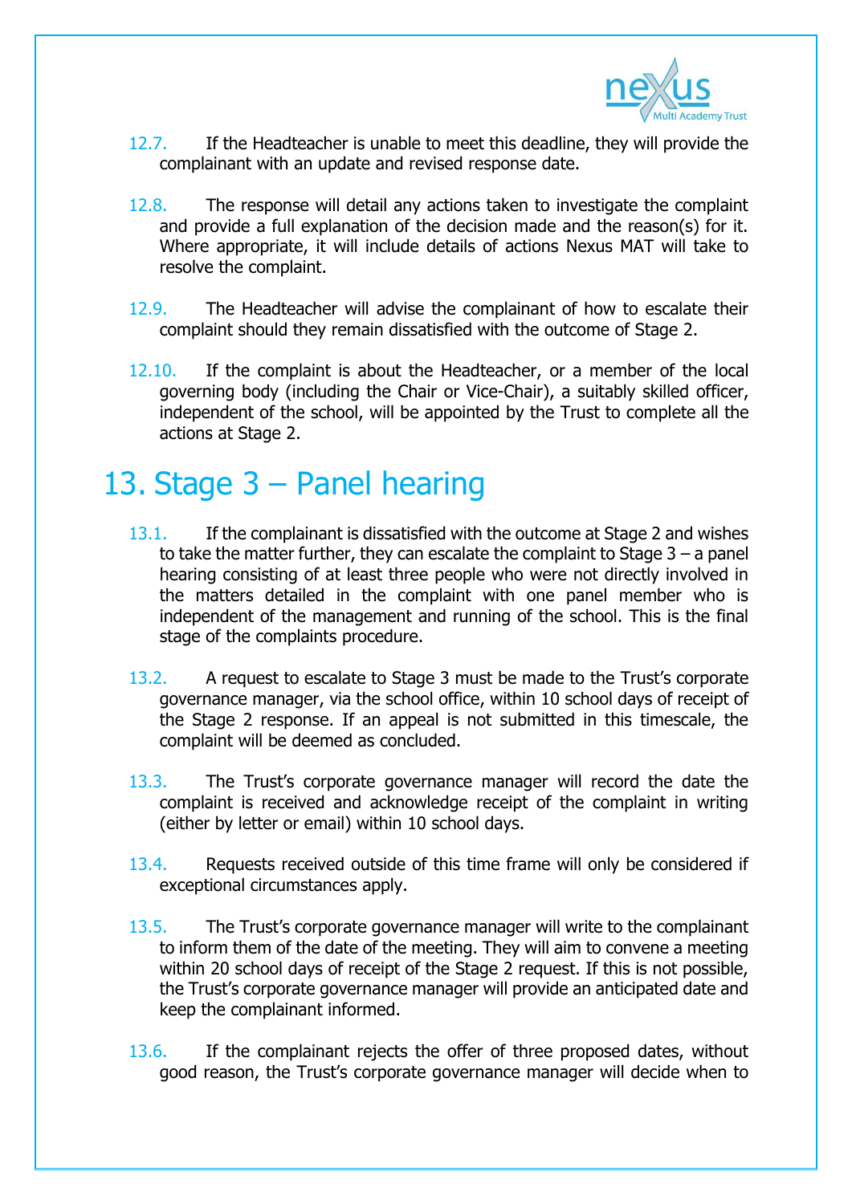12.7. If the Headteacher is unable to meet this deadline, they will provide the complainant with an update and revised response date.

12.8. The response will detail any actions taken to investigate the complaint and provide a full explanation of the decision made and the reason(s) for it. Where appropriate, it will include details of actions Nexus MAT will take to resolve the complaint.

12.9. The Headteacher will advise the complainant of how to escalate their complaint should they remain dissatisfied with the outcome of Stage 2.

12.10. If the complaint is about the Headteacher, or a member of the local governing body (including the Chair or Vice-Chair), a suitably skilled officer, independent of the school, will be appointed by the Trust to complete all the actions at Stage 2.

# 13. Stage 3 – Panel hearing

13.1. If the complainant is dissatisfied with the outcome at Stage 2 and wishes to take the matter further, they can escalate the complaint to Stage 3 – a panel hearing consisting of at least three people who were not directly involved in the matters detailed in the complaint with one panel member who is independent of the management and running of the school. This is the final stage of the complaints procedure.

13.2. A request to escalate to Stage 3 must be made to the Trust's corporate governance manager, via the school office, within 10 school days of receipt of the Stage 2 response. If an appeal is not submitted in this timescale, the complaint will be deemed as concluded.

13.3. The Trust's corporate governance manager will record the date the complaint is received and acknowledge receipt of the complaint in writing (either by letter or email) within 10 school days.

13.4. Requests received outside of this time frame will only be considered if exceptional circumstances apply.

13.5. The Trust's corporate governance manager will write to the complainant to inform them of the date of the meeting. They will aim to convene a meeting within 20 school days of receipt of the Stage 2 request. If this is not possible, the Trust's corporate governance manager will provide an anticipated date and keep the complainant informed.

13.6. If the complainant rejects the offer of three proposed dates, without good reason, the Trust's corporate governance manager will decide when to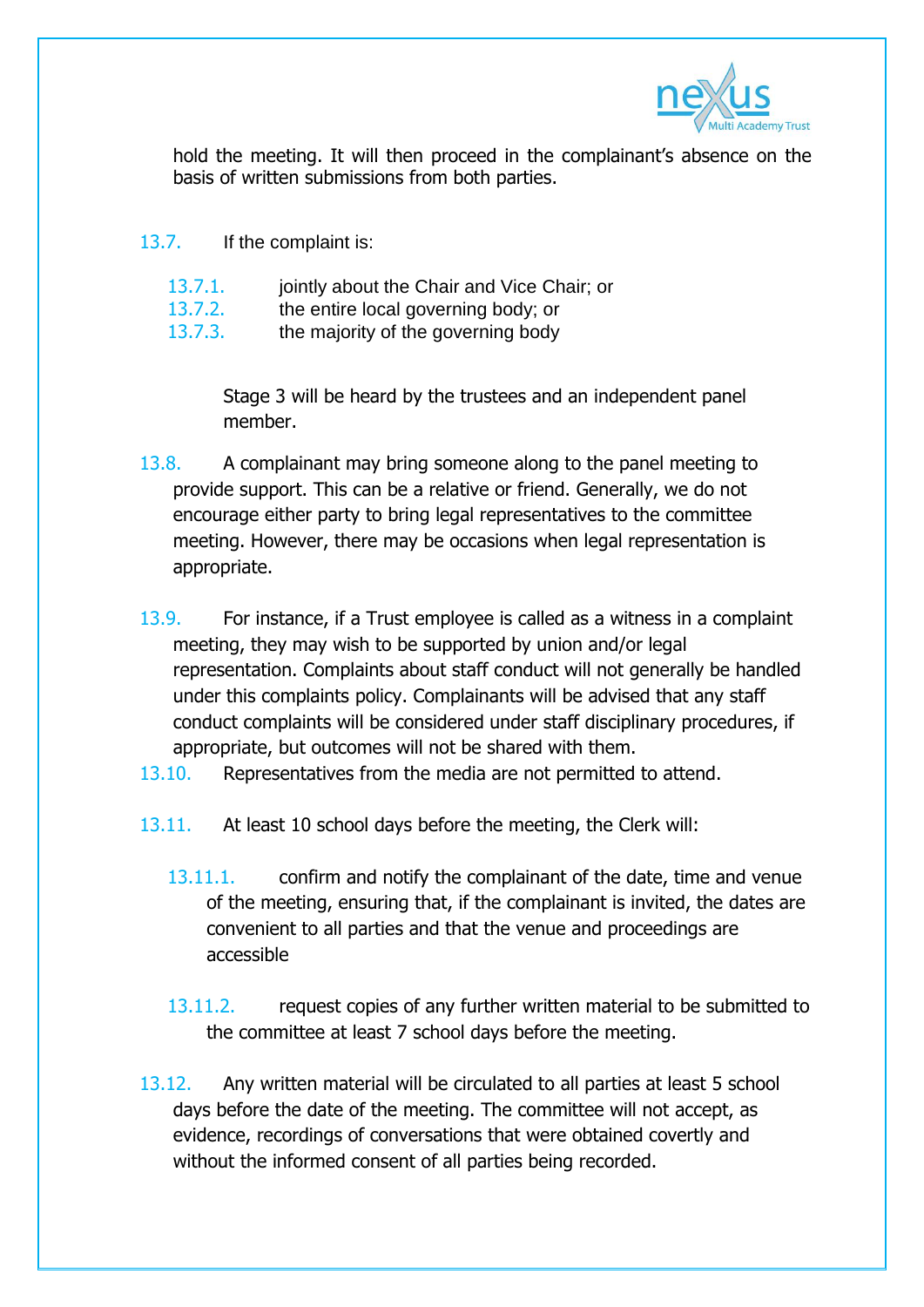hold the meeting. It will then proceed in the complainant's absence on the basis of written submissions from both parties.

13.7. If the complaint is:

- 13.7.1. jointly about the Chair and Vice Chair; or
- 13.7.2. the entire local governing body; or
- 13.7.3. the majority of the governing body

Stage 3 will be heard by the trustees and an independent panel member.

13.8. A complainant may bring someone along to the panel meeting to provide support. This can be a relative or friend. Generally, we do not encourage either party to bring legal representatives to the committee meeting. However, there may be occasions when legal representation is appropriate.

13.9. For instance, if a Trust employee is called as a witness in a complaint meeting, they may wish to be supported by union and/or legal representation. Complaints about staff conduct will not generally be handled under this complaints policy. Complainants will be advised that any staff conduct complaints will be considered under staff disciplinary procedures, if appropriate, but outcomes will not be shared with them.

13.10. Representatives from the media are not permitted to attend.

13.11. At least 10 school days before the meeting, the Clerk will:

- 13.11.1. confirm and notify the complainant of the date, time and venue of the meeting, ensuring that, if the complainant is invited, the dates are convenient to all parties and that the venue and proceedings are accessible
- 13.11.2. request copies of any further written material to be submitted to the committee at least 7 school days before the meeting.

13.12. Any written material will be circulated to all parties at least 5 school days before the date of the meeting. The committee will not accept, as evidence, recordings of conversations that were obtained covertly and without the informed consent of all parties being recorded.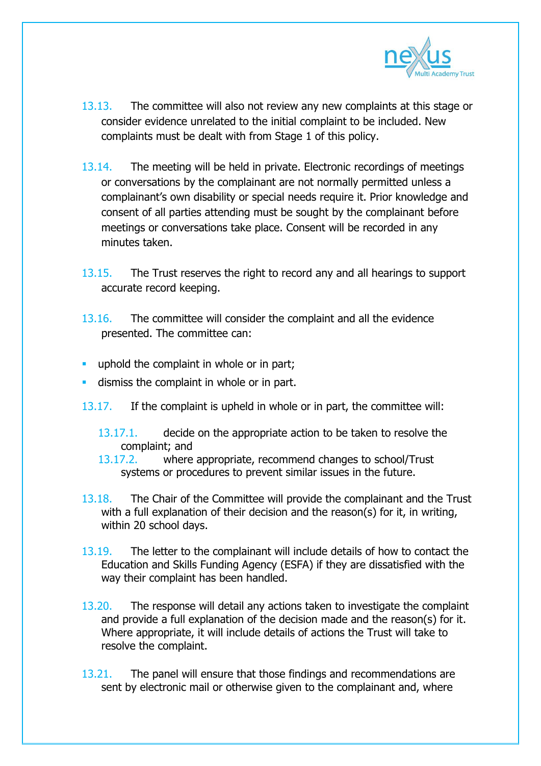13.13. The committee will also not review any new complaints at this stage or consider evidence unrelated to the initial complaint to be included. New complaints must be dealt with from Stage 1 of this policy.

13.14. The meeting will be held in private. Electronic recordings of meetings or conversations by the complainant are not normally permitted unless a complainant's own disability or special needs require it. Prior knowledge and consent of all parties attending must be sought by the complainant before meetings or conversations take place. Consent will be recorded in any minutes taken.

13.15. The Trust reserves the right to record any and all hearings to support accurate record keeping.

13.16. The committee will consider the complaint and all the evidence presented. The committee can:

- uphold the complaint in whole or in part;
- dismiss the complaint in whole or in part.

13.17. If the complaint is upheld in whole or in part, the committee will:

13.17.1. decide on the appropriate action to be taken to resolve the complaint; and

13.17.2. where appropriate, recommend changes to school/Trust systems or procedures to prevent similar issues in the future.

13.18. The Chair of the Committee will provide the complainant and the Trust with a full explanation of their decision and the reason(s) for it, in writing, within 20 school days.

13.19. The letter to the complainant will include details of how to contact the Education and Skills Funding Agency (ESFA) if they are dissatisfied with the way their complaint has been handled.

13.20. The response will detail any actions taken to investigate the complaint and provide a full explanation of the decision made and the reason(s) for it. Where appropriate, it will include details of actions the Trust will take to resolve the complaint.

13.21. The panel will ensure that those findings and recommendations are sent by electronic mail or otherwise given to the complainant and, where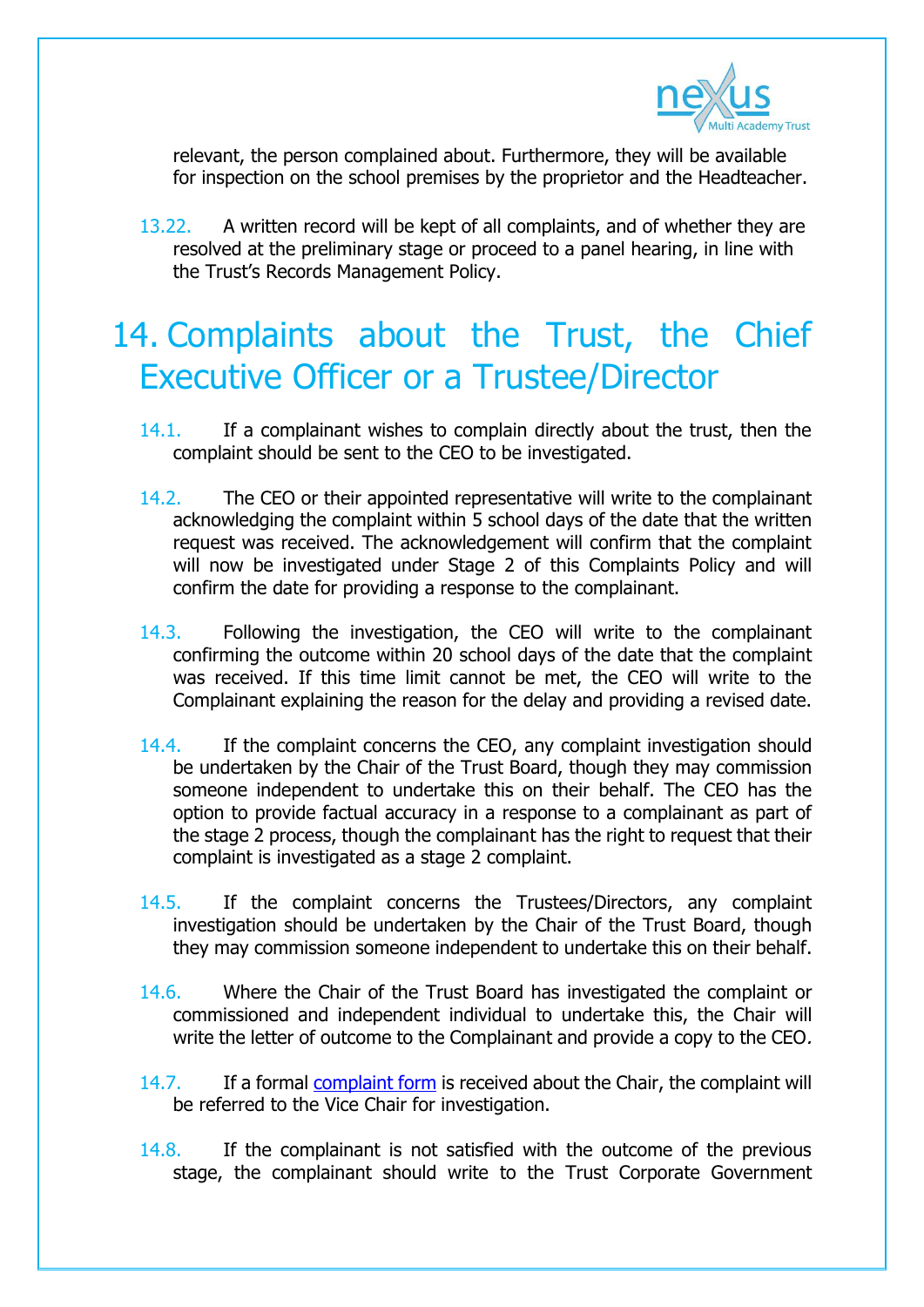relevant, the person complained about. Furthermore, they will be available for inspection on the school premises by the proprietor and the Headteacher.

13.22. A written record will be kept of all complaints, and of whether they are resolved at the preliminary stage or proceed to a panel hearing, in line with the Trust's Records Management Policy.

# 14. Complaints about the Trust, the Chief Executive Officer or a Trustee/Director

14.1. If a complainant wishes to complain directly about the trust, then the complaint should be sent to the CEO to be investigated.

14.2. The CEO or their appointed representative will write to the complainant acknowledging the complaint within 5 school days of the date that the written request was received. The acknowledgement will confirm that the complaint will now be investigated under Stage 2 of this Complaints Policy and will confirm the date for providing a response to the complainant.

14.3. Following the investigation, the CEO will write to the complainant confirming the outcome within 20 school days of the date that the complaint was received. If this time limit cannot be met, the CEO will write to the Complainant explaining the reason for the delay and providing a revised date.

14.4. If the complaint concerns the CEO, any complaint investigation should be undertaken by the Chair of the Trust Board, though they may commission someone independent to undertake this on their behalf. The CEO has the option to provide factual accuracy in a response to a complainant as part of the stage 2 process, though the complainant has the right to request that their complaint is investigated as a stage 2 complaint.

14.5. If the complaint concerns the Trustees/Directors, any complaint investigation should be undertaken by the Chair of the Trust Board, though they may commission someone independent to undertake this on their behalf.

14.6. Where the Chair of the Trust Board has investigated the complaint or commissioned and independent individual to undertake this, the Chair will write the letter of outcome to the Complainant and provide a copy to the CEO.

14.7. If a formal [complaint form]() is received about the Chair, the complaint will be referred to the Vice Chair for investigation.

14.8. If the complainant is not satisfied with the outcome of the previous stage, the complainant should write to the Trust Corporate Government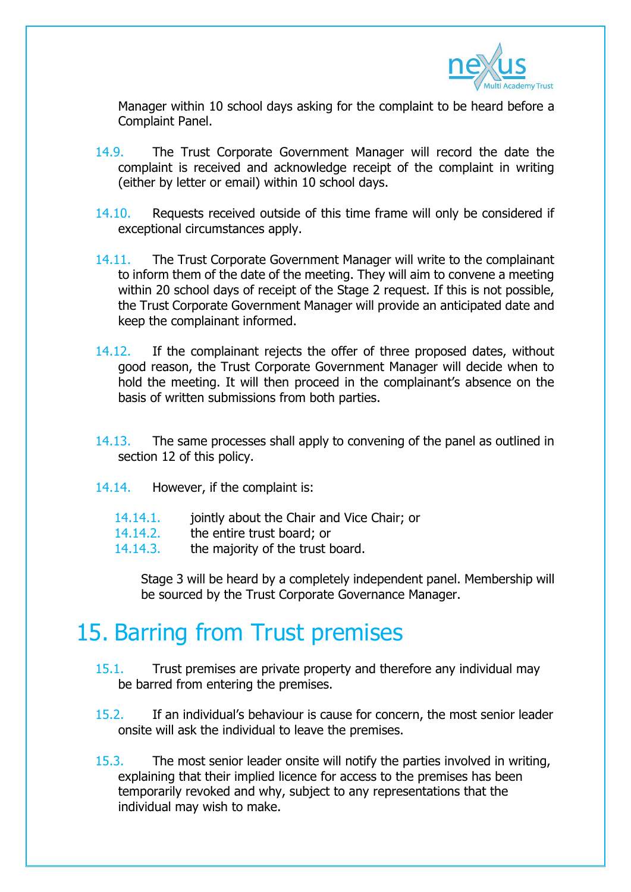Manager within 10 school days asking for the complaint to be heard before a Complaint Panel.

14.9. The Trust Corporate Government Manager will record the date the complaint is received and acknowledge receipt of the complaint in writing (either by letter or email) within 10 school days.

14.10. Requests received outside of this time frame will only be considered if exceptional circumstances apply.

14.11. The Trust Corporate Government Manager will write to the complainant to inform them of the date of the meeting. They will aim to convene a meeting within 20 school days of receipt of the Stage 2 request. If this is not possible, the Trust Corporate Government Manager will provide an anticipated date and keep the complainant informed.

14.12. If the complainant rejects the offer of three proposed dates, without good reason, the Trust Corporate Government Manager will decide when to hold the meeting. It will then proceed in the complainant's absence on the basis of written submissions from both parties.

14.13. The same processes shall apply to convening of the panel as outlined in section 12 of this policy.

14.14. However, if the complaint is:

- 14.14.1. jointly about the Chair and Vice Chair; or
- 14.14.2. the entire trust board; or
- 14.14.3. the majority of the trust board.

Stage 3 will be heard by a completely independent panel. Membership will be sourced by the Trust Corporate Governance Manager.

# 15. Barring from Trust premises

15.1. Trust premises are private property and therefore any individual may be barred from entering the premises.

15.2. If an individual's behaviour is cause for concern, the most senior leader onsite will ask the individual to leave the premises.

15.3. The most senior leader onsite will notify the parties involved in writing, explaining that their implied licence for access to the premises has been temporarily revoked and why, subject to any representations that the individual may wish to make.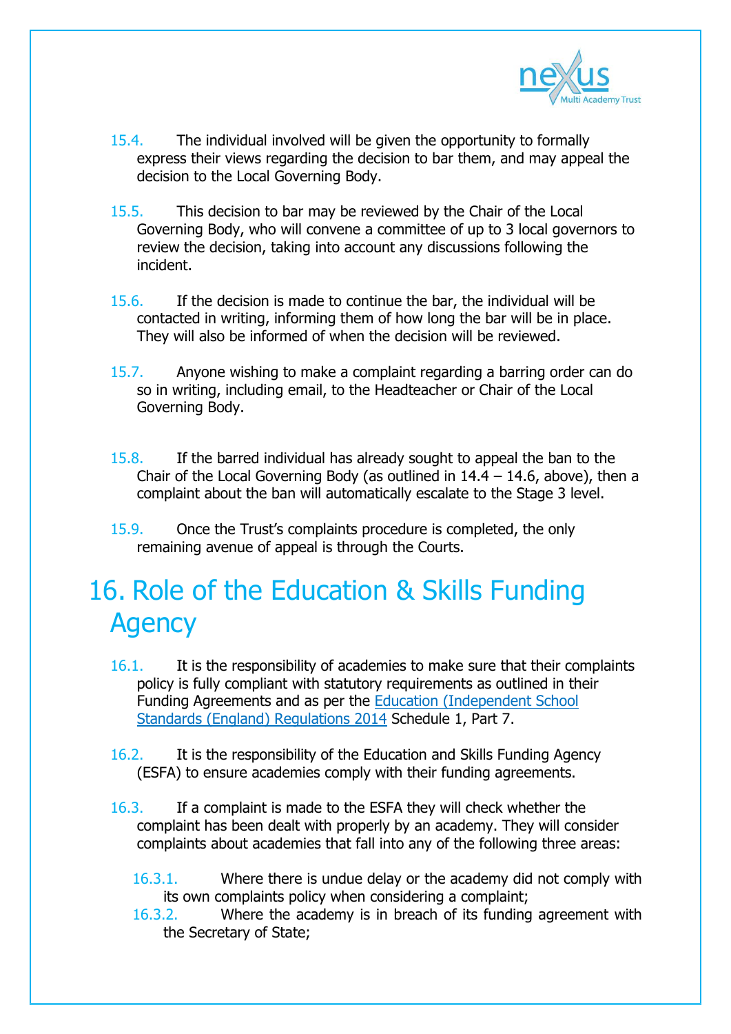15.4. The individual involved will be given the opportunity to formally express their views regarding the decision to bar them, and may appeal the decision to the Local Governing Body.

15.5. This decision to bar may be reviewed by the Chair of the Local Governing Body, who will convene a committee of up to 3 local governors to review the decision, taking into account any discussions following the incident.

15.6. If the decision is made to continue the bar, the individual will be contacted in writing, informing them of how long the bar will be in place. They will also be informed of when the decision will be reviewed.

15.7. Anyone wishing to make a complaint regarding a barring order can do so in writing, including email, to the Headteacher or Chair of the Local Governing Body.

15.8. If the barred individual has already sought to appeal the ban to the Chair of the Local Governing Body (as outlined in 14.4 – 14.6, above), then a complaint about the ban will automatically escalate to the Stage 3 level.

15.9. Once the Trust's complaints procedure is completed, the only remaining avenue of appeal is through the Courts.

# 16. Role of the Education & Skills Funding Agency

16.1. It is the responsibility of academies to make sure that their complaints policy is fully compliant with statutory requirements as outlined in their Funding Agreements and as per the Education (Independent School Standards (England) Regulations 2014 Schedule 1, Part 7.

16.2. It is the responsibility of the Education and Skills Funding Agency (ESFA) to ensure academies comply with their funding agreements.

16.3. If a complaint is made to the ESFA they will check whether the complaint has been dealt with properly by an academy. They will consider complaints about academies that fall into any of the following three areas:

16.3.1. Where there is undue delay or the academy did not comply with its own complaints policy when considering a complaint;

16.3.2. Where the academy is in breach of its funding agreement with the Secretary of State;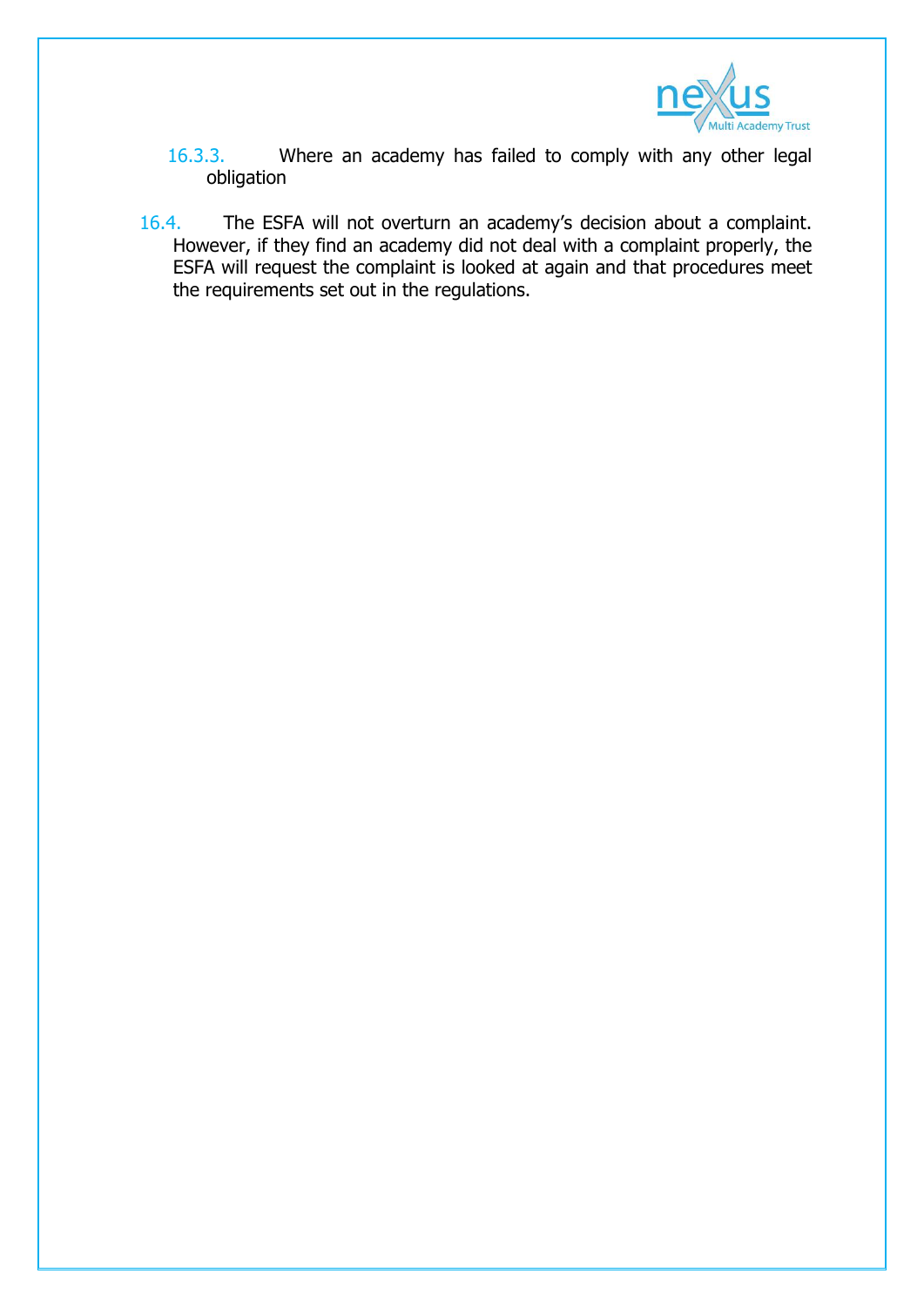16.3.3. Where an academy has failed to comply with any other legal obligation

16.4. The ESFA will not overturn an academy's decision about a complaint. However, if they find an academy did not deal with a complaint properly, the ESFA will request the complaint is looked at again and that procedures meet the requirements set out in the regulations.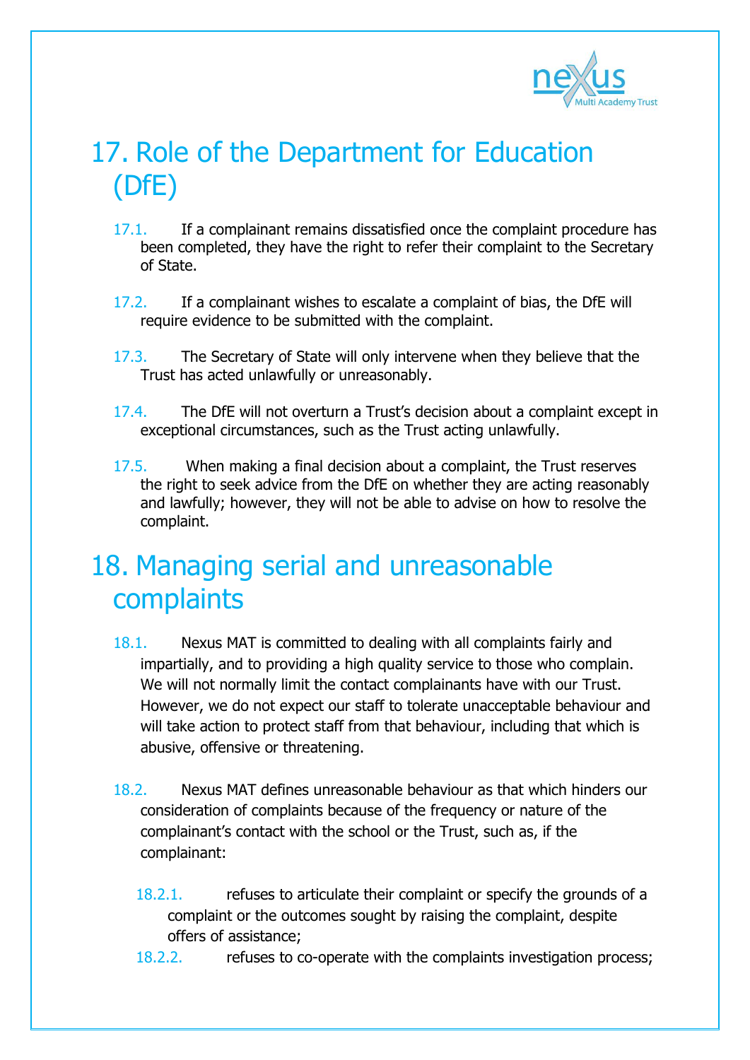# 17. Role of the Department for Education (DfE)

17.1. If a complainant remains dissatisfied once the complaint procedure has been completed, they have the right to refer their complaint to the Secretary of State.

17.2. If a complainant wishes to escalate a complaint of bias, the DfE will require evidence to be submitted with the complaint.

17.3. The Secretary of State will only intervene when they believe that the Trust has acted unlawfully or unreasonably.

17.4. The DfE will not overturn a Trust's decision about a complaint except in exceptional circumstances, such as the Trust acting unlawfully.

17.5. When making a final decision about a complaint, the Trust reserves the right to seek advice from the DfE on whether they are acting reasonably and lawfully; however, they will not be able to advise on how to resolve the complaint.

# 18. Managing serial and unreasonable complaints

18.1. Nexus MAT is committed to dealing with all complaints fairly and impartially, and to providing a high quality service to those who complain. We will not normally limit the contact complainants have with our Trust. However, we do not expect our staff to tolerate unacceptable behaviour and will take action to protect staff from that behaviour, including that which is abusive, offensive or threatening.

18.2. Nexus MAT defines unreasonable behaviour as that which hinders our consideration of complaints because of the frequency or nature of the complainant's contact with the school or the Trust, such as, if the complainant:

- 18.2.1. refuses to articulate their complaint or specify the grounds of a complaint or the outcomes sought by raising the complaint, despite offers of assistance;
- 18.2.2. refuses to co-operate with the complaints investigation process;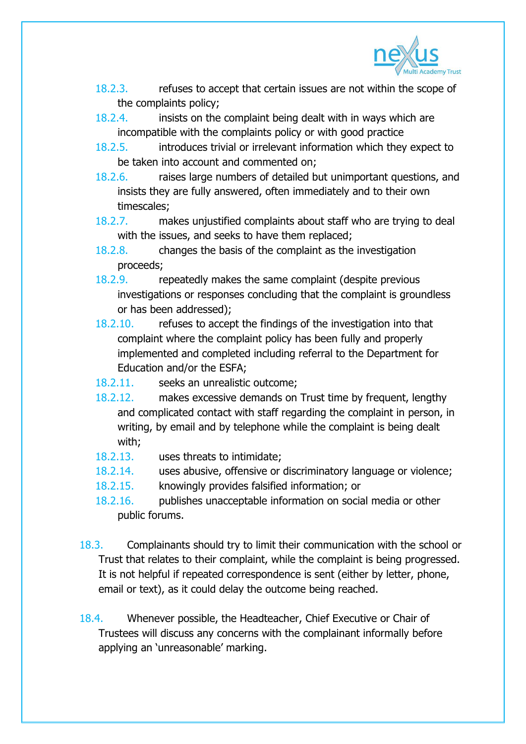- 18.2.3. refuses to accept that certain issues are not within the scope of the complaints policy;
- 18.2.4. insists on the complaint being dealt with in ways which are incompatible with the complaints policy or with good practice
- 18.2.5. introduces trivial or irrelevant information which they expect to be taken into account and commented on;
- 18.2.6. raises large numbers of detailed but unimportant questions, and insists they are fully answered, often immediately and to their own timescales;
- 18.2.7. makes unjustified complaints about staff who are trying to deal with the issues, and seeks to have them replaced;
- 18.2.8. changes the basis of the complaint as the investigation proceeds;
- 18.2.9. repeatedly makes the same complaint (despite previous investigations or responses concluding that the complaint is groundless or has been addressed);
- 18.2.10. refuses to accept the findings of the investigation into that complaint where the complaint policy has been fully and properly implemented and completed including referral to the Department for Education and/or the ESFA;
- 18.2.11. seeks an unrealistic outcome;
- 18.2.12. makes excessive demands on Trust time by frequent, lengthy and complicated contact with staff regarding the complaint in person, in writing, by email and by telephone while the complaint is being dealt with;
- 18.2.13. uses threats to intimidate;
- 18.2.14. uses abusive, offensive or discriminatory language or violence;
- 18.2.15. knowingly provides falsified information; or
- 18.2.16. publishes unacceptable information on social media or other public forums.

18.3. Complainants should try to limit their communication with the school or Trust that relates to their complaint, while the complaint is being progressed. It is not helpful if repeated correspondence is sent (either by letter, phone, email or text), as it could delay the outcome being reached.

18.4. Whenever possible, the Headteacher, Chief Executive or Chair of Trustees will discuss any concerns with the complainant informally before applying an 'unreasonable' marking.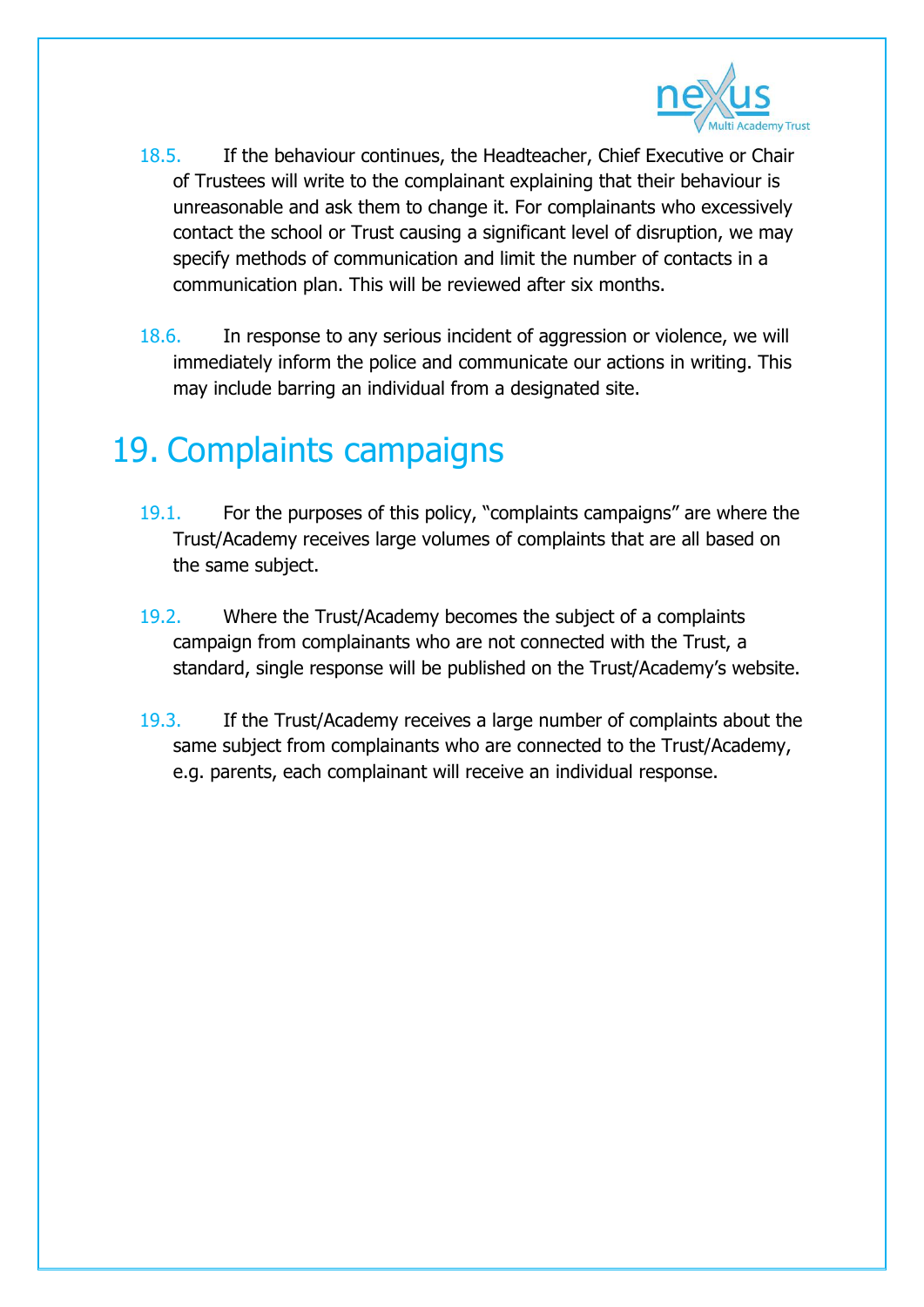18.5. If the behaviour continues, the Headteacher, Chief Executive or Chair of Trustees will write to the complainant explaining that their behaviour is unreasonable and ask them to change it. For complainants who excessively contact the school or Trust causing a significant level of disruption, we may specify methods of communication and limit the number of contacts in a communication plan. This will be reviewed after six months.

18.6. In response to any serious incident of aggression or violence, we will immediately inform the police and communicate our actions in writing. This may include barring an individual from a designated site.

# 19. Complaints campaigns

19.1. For the purposes of this policy, "complaints campaigns" are where the Trust/Academy receives large volumes of complaints that are all based on the same subject.

19.2. Where the Trust/Academy becomes the subject of a complaints campaign from complainants who are not connected with the Trust, a standard, single response will be published on the Trust/Academy's website.

19.3. If the Trust/Academy receives a large number of complaints about the same subject from complainants who are connected to the Trust/Academy, e.g. parents, each complainant will receive an individual response.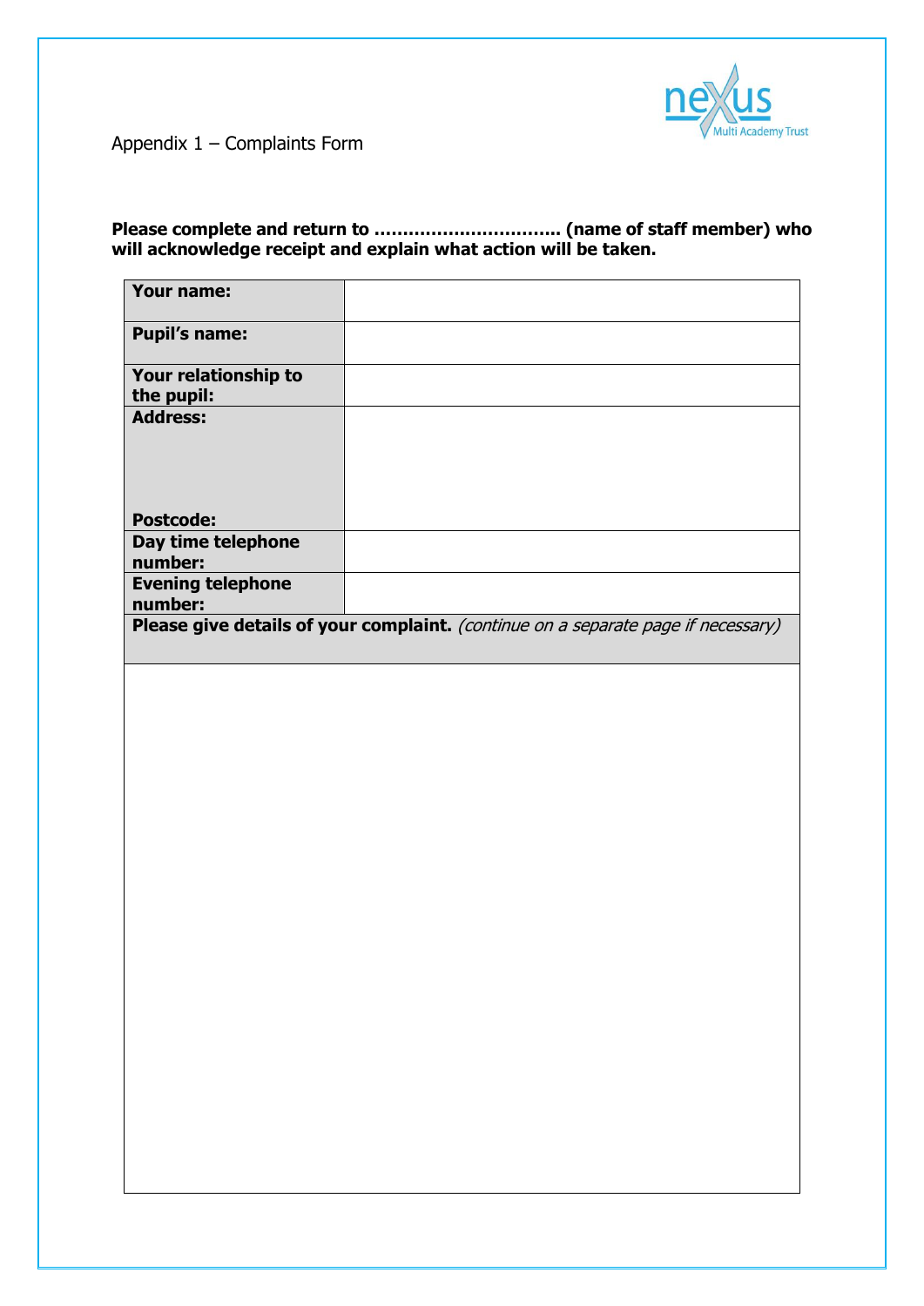Appendix 1 – Complaints Form

**Please complete and return to …………………………. (name of staff member) who will acknowledge receipt and explain what action will be taken.**

| | |
|---|---|
| **Your name:** | |
| **Pupil's name:** | |
| **Your relationship to the pupil:** | |
| **Address:**<br><br><br>**Postcode:** | |
| **Day time telephone number:** | |
| **Evening telephone number:** | |
| **Please give details of your complaint.** *(continue on a separate page if necessary)* | |
| | |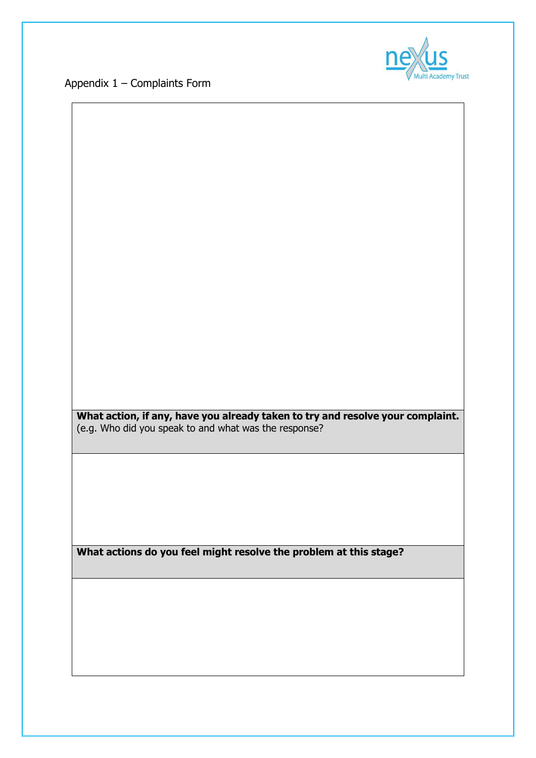Appendix 1 – Complaints Form

| |
|---|
| |
| **What action, if any, have you already taken to try and resolve your complaint.** (e.g. Who did you speak to and what was the response? |
| |
| **What actions do you feel might resolve the problem at this stage?** |
| |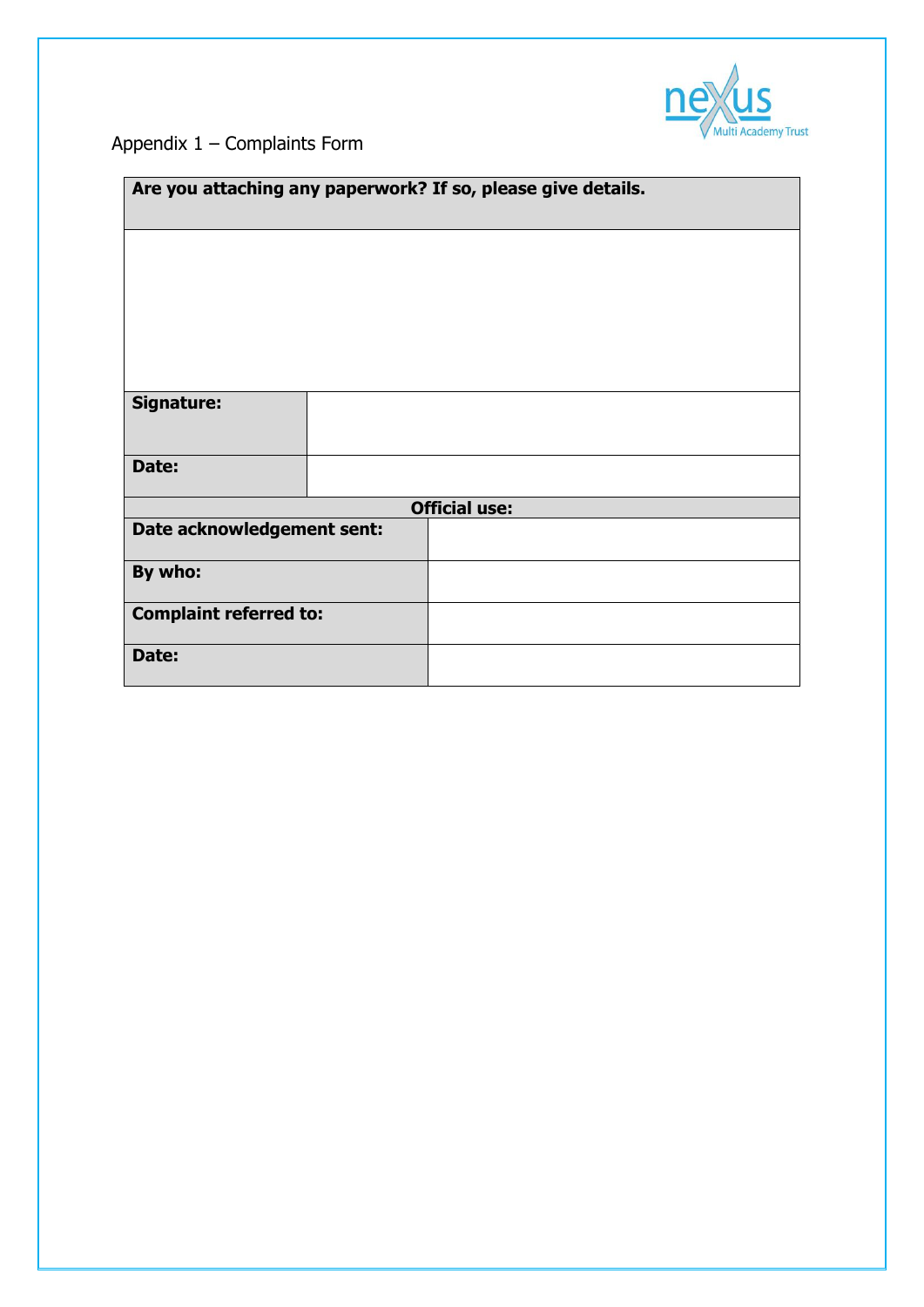Appendix 1 – Complaints Form

| **Are you attaching any paperwork? If so, please give details.** | |
|---|---|
| | |
| **Signature:** | |
| **Date:** | |

| **Official use:** | |
|---|---|
| **Date acknowledgement sent:** | |
| **By who:** | |
| **Complaint referred to:** | |
| **Date:** | |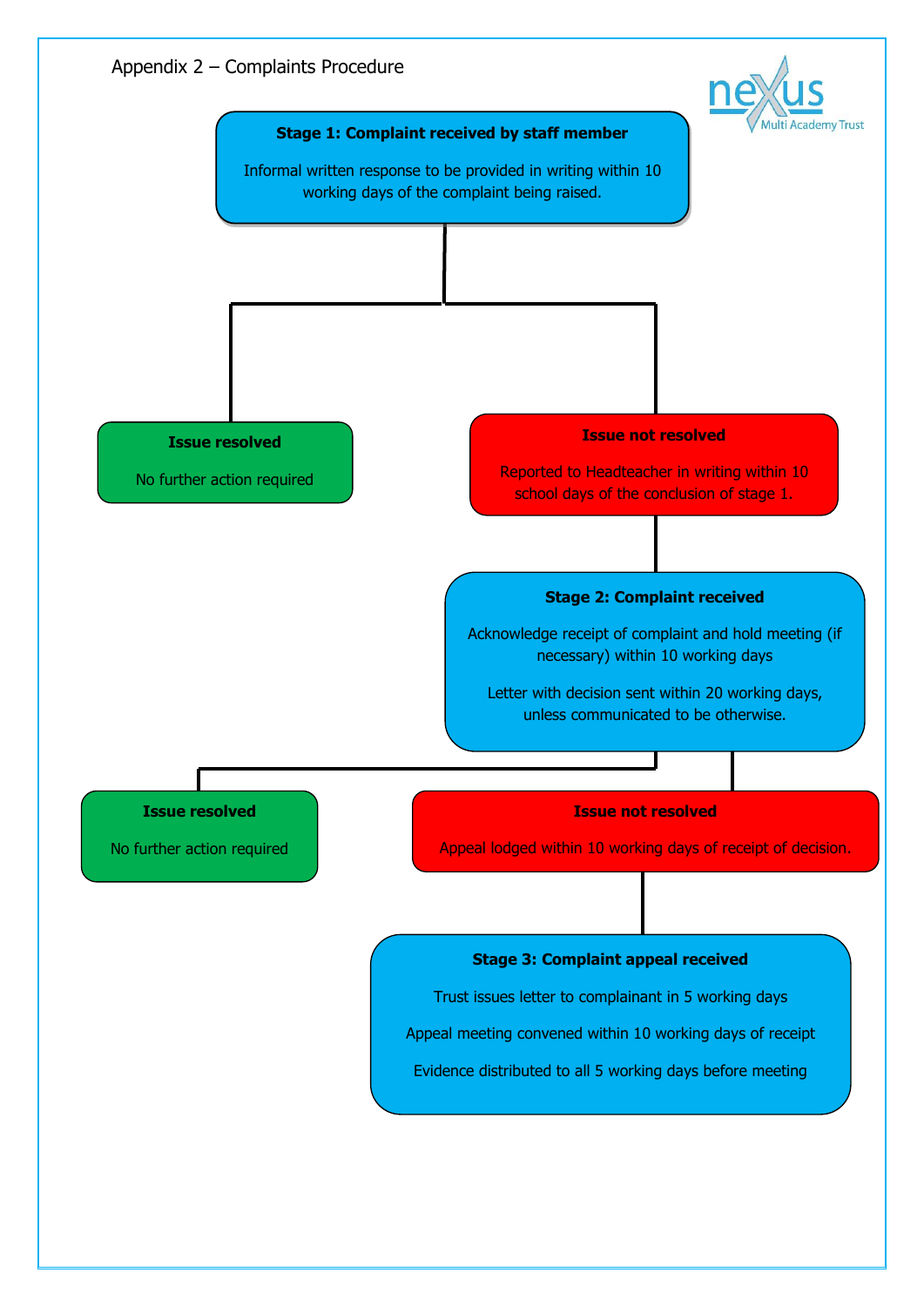Appendix 2 – Complaints Procedure

nexus Multi Academy Trust

**Stage 1: Complaint received by staff member**

Informal written response to be provided in writing within 10 working days of the complaint being raised.

**Issue resolved**

No further action required

**Issue not resolved**

Reported to Headteacher in writing within 10 school days of the conclusion of stage 1.

**Stage 2: Complaint received**

Acknowledge receipt of complaint and hold meeting (if necessary) within 10 working days

Letter with decision sent within 20 working days, unless communicated to be otherwise.

**Issue resolved**

No further action required

**Issue not resolved**

Appeal lodged within 10 working days of receipt of decision.

**Stage 3: Complaint appeal received**

Trust issues letter to complainant in 5 working days

Appeal meeting convened within 10 working days of receipt

Evidence distributed to all 5 working days before meeting